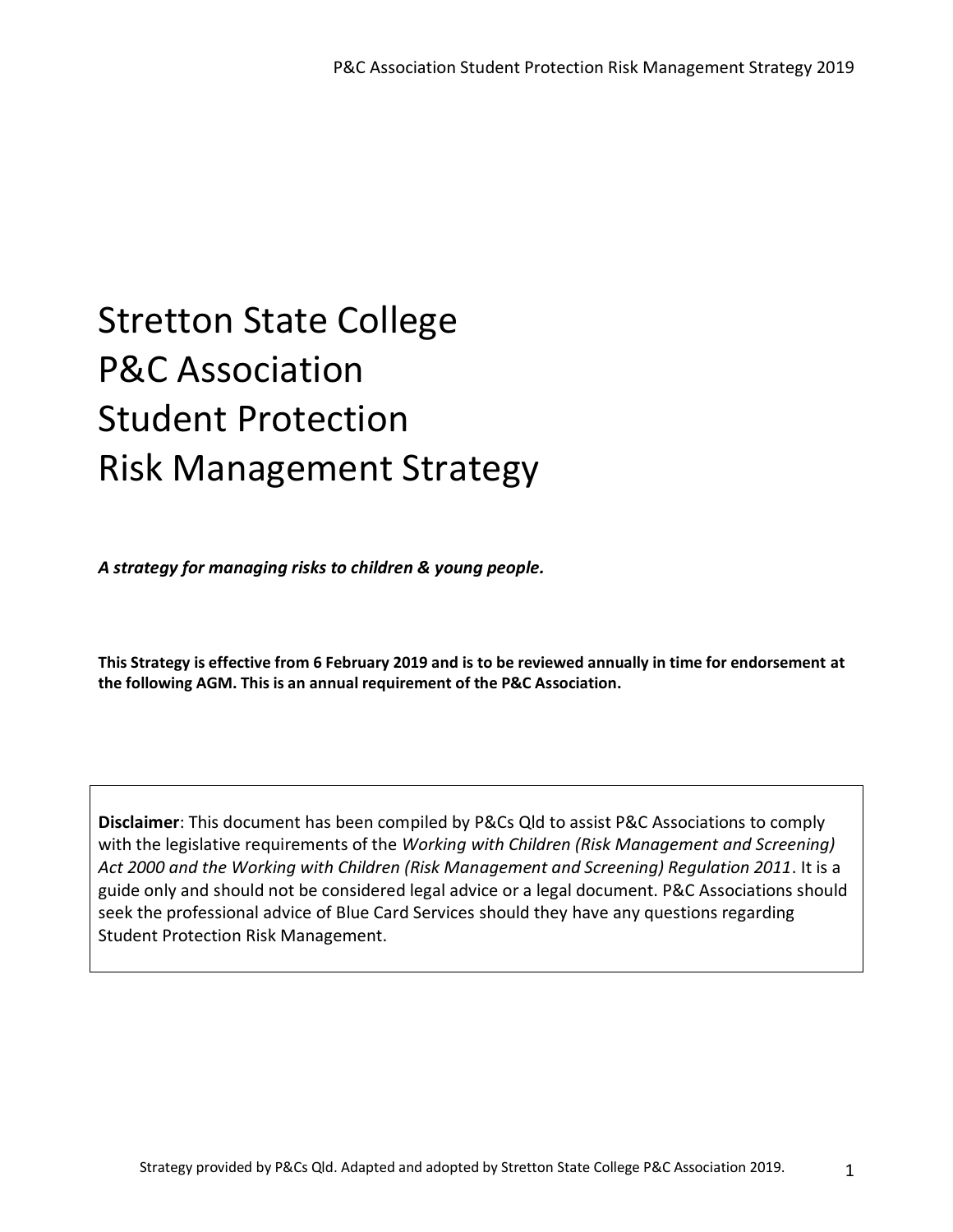# Stretton State College
# P&C Association
# Student Protection
# Risk Management Strategy

***A strategy for managing risks to children & young people.***

**This Strategy is effective from 6 February 2019 and is to be reviewed annually in time for endorsement at the following AGM. This is an annual requirement of the P&C Association.**

**Disclaimer**: This document has been compiled by P&Cs Qld to assist P&C Associations to comply with the legislative requirements of the *Working with Children (Risk Management and Screening) Act 2000 and the Working with Children (Risk Management and Screening) Regulation 2011*. It is a guide only and should not be considered legal advice or a legal document. P&C Associations should seek the professional advice of Blue Card Services should they have any questions regarding Student Protection Risk Management.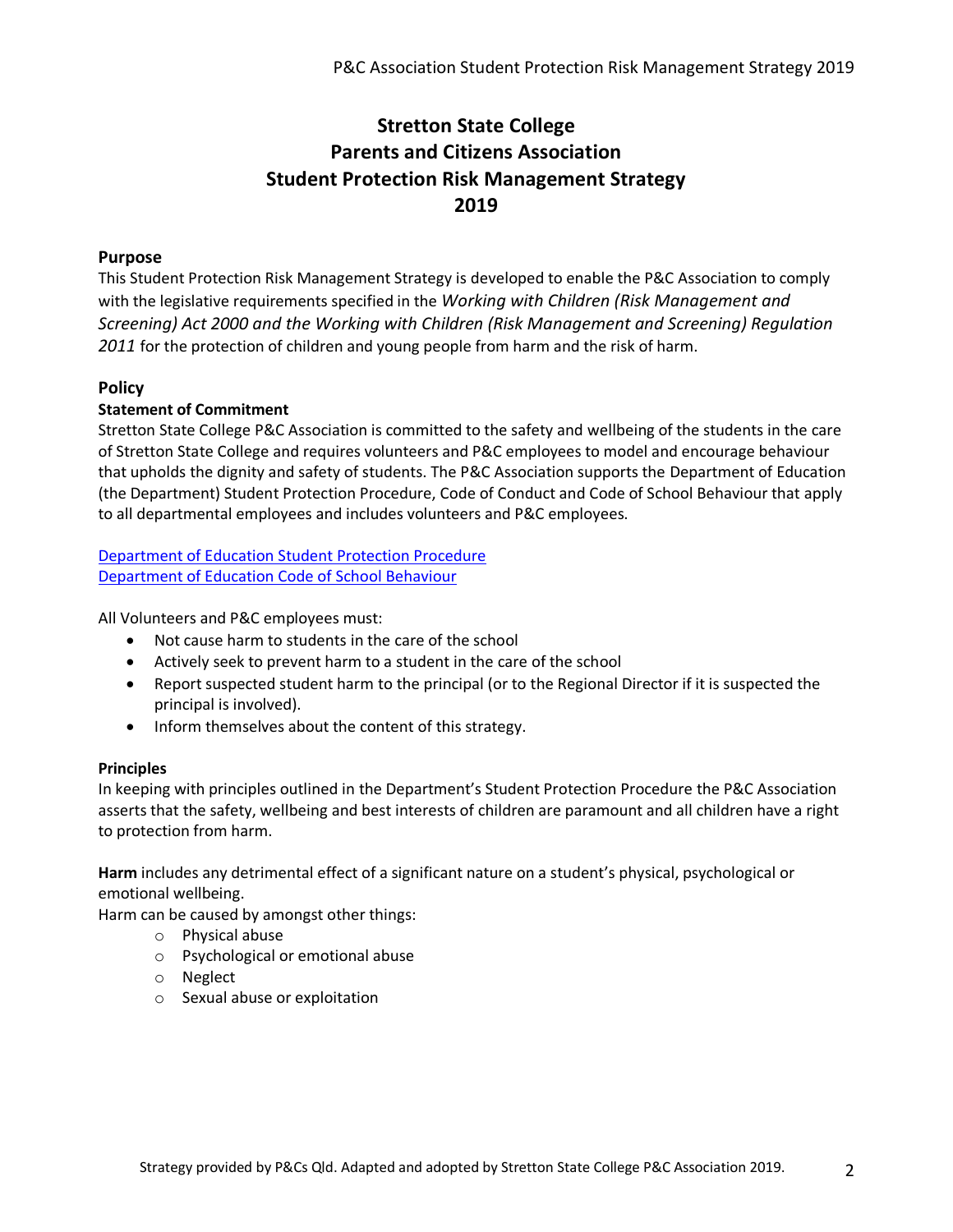# Stretton State College
# Parents and Citizens Association
# Student Protection Risk Management Strategy
# 2019

## Purpose

This Student Protection Risk Management Strategy is developed to enable the P&C Association to comply with the legislative requirements specified in the *Working with Children (Risk Management and Screening) Act 2000 and the Working with Children (Risk Management and Screening) Regulation 2011* for the protection of children and young people from harm and the risk of harm.

## Policy

### Statement of Commitment

Stretton State College P&C Association is committed to the safety and wellbeing of the students in the care of Stretton State College and requires volunteers and P&C employees to model and encourage behaviour that upholds the dignity and safety of students. The P&C Association supports the Department of Education (the Department) Student Protection Procedure, Code of Conduct and Code of School Behaviour that apply to all departmental employees and includes volunteers and P&C employees.

[Department of Education Student Protection Procedure]
[Department of Education Code of School Behaviour]

All Volunteers and P&C employees must:

- Not cause harm to students in the care of the school
- Actively seek to prevent harm to a student in the care of the school
- Report suspected student harm to the principal (or to the Regional Director if it is suspected the principal is involved).
- Inform themselves about the content of this strategy.

### Principles

In keeping with principles outlined in the Department's Student Protection Procedure the P&C Association asserts that the safety, wellbeing and best interests of children are paramount and all children have a right to protection from harm.

**Harm** includes any detrimental effect of a significant nature on a student's physical, psychological or emotional wellbeing.
Harm can be caused by amongst other things:

- Physical abuse
- Psychological or emotional abuse
- Neglect
- Sexual abuse or exploitation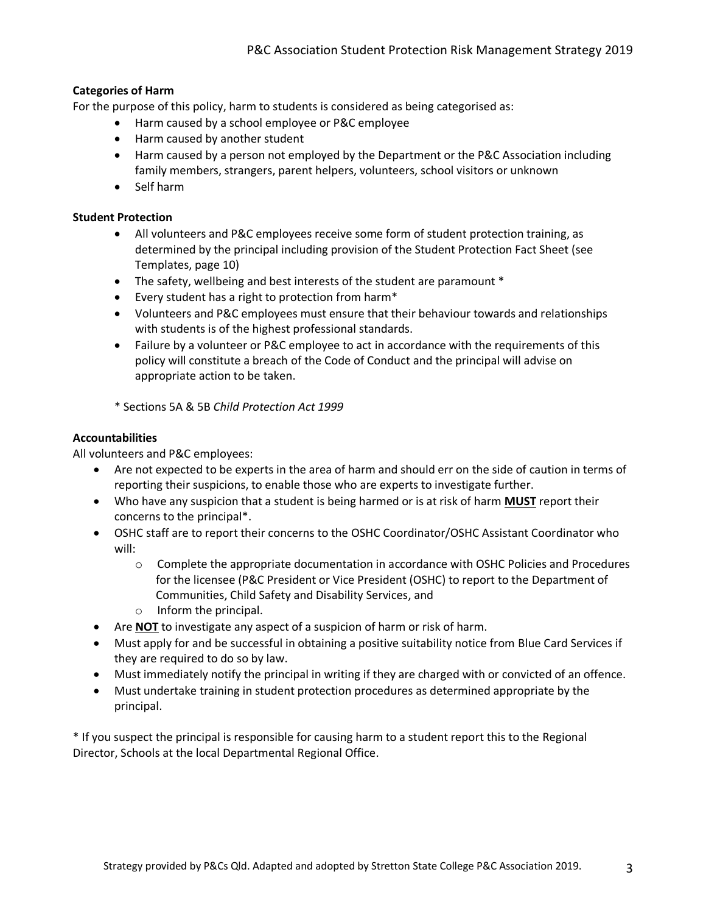**Categories of Harm**

For the purpose of this policy, harm to students is considered as being categorised as:

- Harm caused by a school employee or P&C employee
- Harm caused by another student
- Harm caused by a person not employed by the Department or the P&C Association including family members, strangers, parent helpers, volunteers, school visitors or unknown
- Self harm

**Student Protection**

- All volunteers and P&C employees receive some form of student protection training, as determined by the principal including provision of the Student Protection Fact Sheet (see Templates, page 10)
- The safety, wellbeing and best interests of the student are paramount *
- Every student has a right to protection from harm*
- Volunteers and P&C employees must ensure that their behaviour towards and relationships with students is of the highest professional standards.
- Failure by a volunteer or P&C employee to act in accordance with the requirements of this policy will constitute a breach of the Code of Conduct and the principal will advise on appropriate action to be taken.

\* Sections 5A & 5B *Child Protection Act 1999*

**Accountabilities**

All volunteers and P&C employees:

- Are not expected to be experts in the area of harm and should err on the side of caution in terms of reporting their suspicions, to enable those who are experts to investigate further.
- Who have any suspicion that a student is being harmed or is at risk of harm **<u>MUST</u>** report their concerns to the principal*.
- OSHC staff are to report their concerns to the OSHC Coordinator/OSHC Assistant Coordinator who will:
    - Complete the appropriate documentation in accordance with OSHC Policies and Procedures for the licensee (P&C President or Vice President (OSHC) to report to the Department of Communities, Child Safety and Disability Services, and
    - Inform the principal.
- Are **<u>NOT</u>** to investigate any aspect of a suspicion of harm or risk of harm.
- Must apply for and be successful in obtaining a positive suitability notice from Blue Card Services if they are required to do so by law.
- Must immediately notify the principal in writing if they are charged with or convicted of an offence.
- Must undertake training in student protection procedures as determined appropriate by the principal.

\* If you suspect the principal is responsible for causing harm to a student report this to the Regional Director, Schools at the local Departmental Regional Office.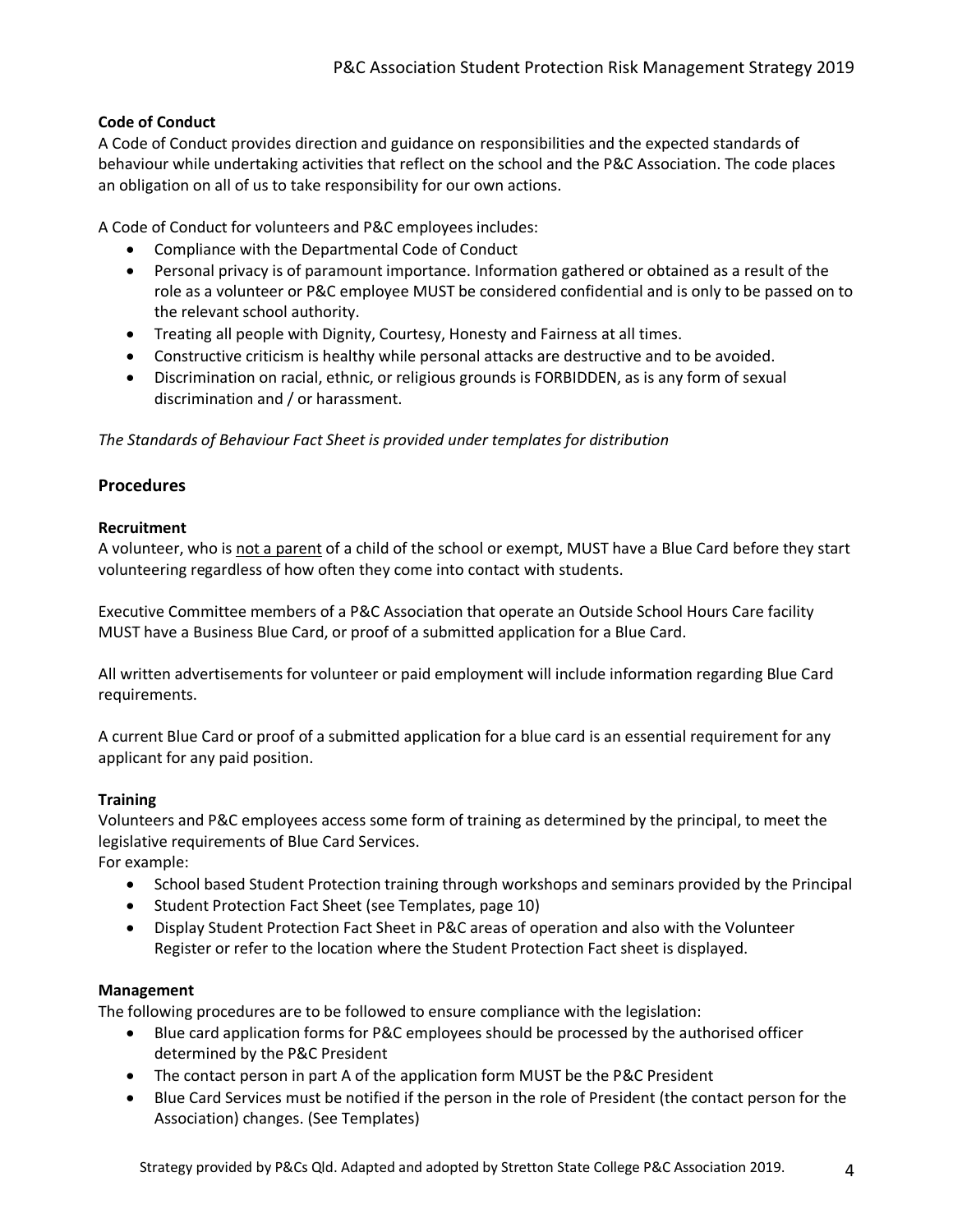**Code of Conduct**

A Code of Conduct provides direction and guidance on responsibilities and the expected standards of behaviour while undertaking activities that reflect on the school and the P&C Association. The code places an obligation on all of us to take responsibility for our own actions.

A Code of Conduct for volunteers and P&C employees includes:

- Compliance with the Departmental Code of Conduct
- Personal privacy is of paramount importance. Information gathered or obtained as a result of the role as a volunteer or P&C employee MUST be considered confidential and is only to be passed on to the relevant school authority.
- Treating all people with Dignity, Courtesy, Honesty and Fairness at all times.
- Constructive criticism is healthy while personal attacks are destructive and to be avoided.
- Discrimination on racial, ethnic, or religious grounds is FORBIDDEN, as is any form of sexual discrimination and / or harassment.

*The Standards of Behaviour Fact Sheet is provided under templates for distribution*

## Procedures

**Recruitment**

A volunteer, who is <u>not a parent</u> of a child of the school or exempt, MUST have a Blue Card before they start volunteering regardless of how often they come into contact with students.

Executive Committee members of a P&C Association that operate an Outside School Hours Care facility MUST have a Business Blue Card, or proof of a submitted application for a Blue Card.

All written advertisements for volunteer or paid employment will include information regarding Blue Card requirements.

A current Blue Card or proof of a submitted application for a blue card is an essential requirement for any applicant for any paid position.

**Training**

Volunteers and P&C employees access some form of training as determined by the principal, to meet the legislative requirements of Blue Card Services.
For example:

- School based Student Protection training through workshops and seminars provided by the Principal
- Student Protection Fact Sheet (see Templates, page 10)
- Display Student Protection Fact Sheet in P&C areas of operation and also with the Volunteer Register or refer to the location where the Student Protection Fact sheet is displayed.

**Management**

The following procedures are to be followed to ensure compliance with the legislation:

- Blue card application forms for P&C employees should be processed by the authorised officer determined by the P&C President
- The contact person in part A of the application form MUST be the P&C President
- Blue Card Services must be notified if the person in the role of President (the contact person for the Association) changes. (See Templates)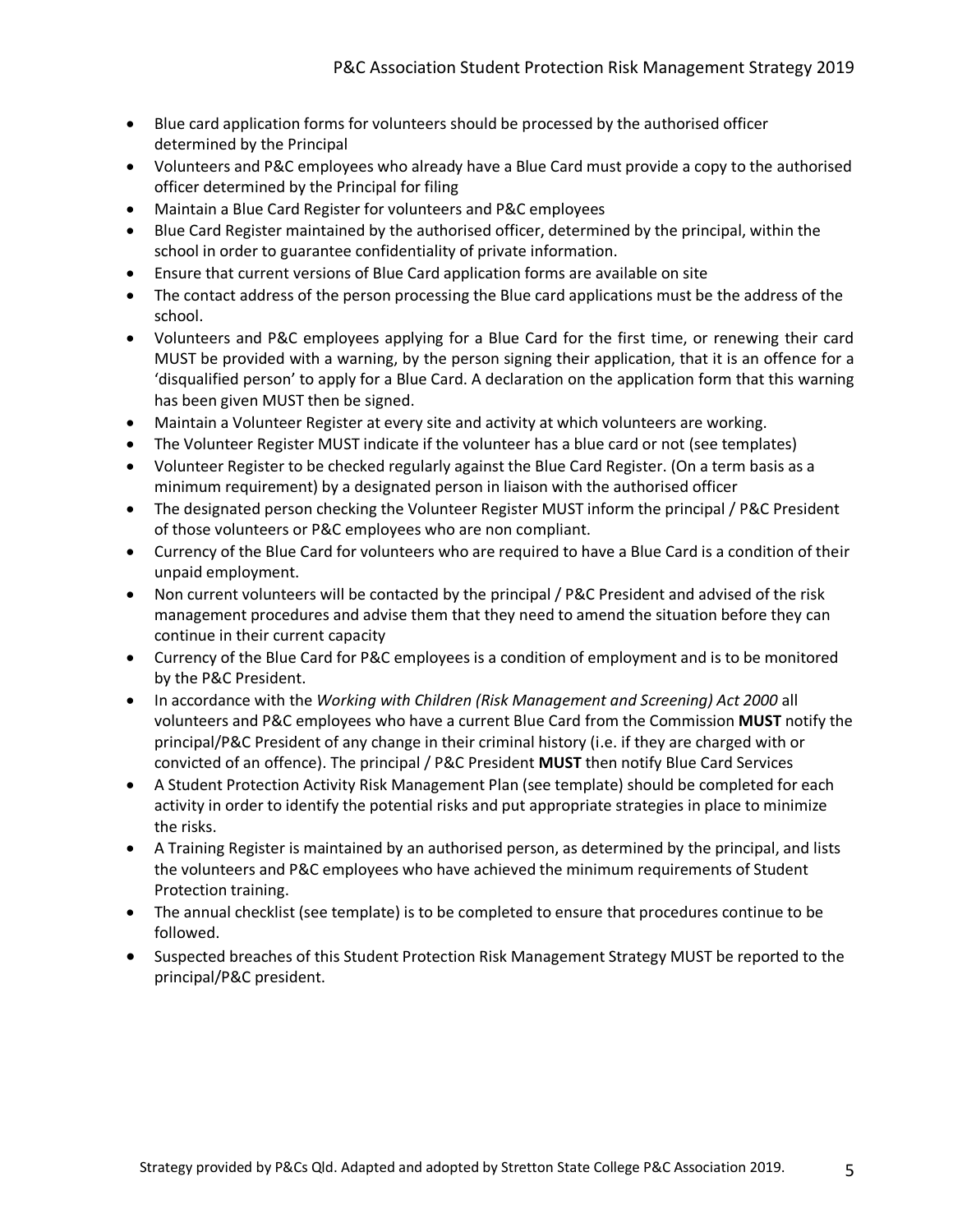- Blue card application forms for volunteers should be processed by the authorised officer determined by the Principal
- Volunteers and P&C employees who already have a Blue Card must provide a copy to the authorised officer determined by the Principal for filing
- Maintain a Blue Card Register for volunteers and P&C employees
- Blue Card Register maintained by the authorised officer, determined by the principal, within the school in order to guarantee confidentiality of private information.
- Ensure that current versions of Blue Card application forms are available on site
- The contact address of the person processing the Blue card applications must be the address of the school.
- Volunteers and P&C employees applying for a Blue Card for the first time, or renewing their card MUST be provided with a warning, by the person signing their application, that it is an offence for a 'disqualified person' to apply for a Blue Card. A declaration on the application form that this warning has been given MUST then be signed.
- Maintain a Volunteer Register at every site and activity at which volunteers are working.
- The Volunteer Register MUST indicate if the volunteer has a blue card or not (see templates)
- Volunteer Register to be checked regularly against the Blue Card Register. (On a term basis as a minimum requirement) by a designated person in liaison with the authorised officer
- The designated person checking the Volunteer Register MUST inform the principal / P&C President of those volunteers or P&C employees who are non compliant.
- Currency of the Blue Card for volunteers who are required to have a Blue Card is a condition of their unpaid employment.
- Non current volunteers will be contacted by the principal / P&C President and advised of the risk management procedures and advise them that they need to amend the situation before they can continue in their current capacity
- Currency of the Blue Card for P&C employees is a condition of employment and is to be monitored by the P&C President.
- In accordance with the *Working with Children (Risk Management and Screening) Act 2000* all volunteers and P&C employees who have a current Blue Card from the Commission **MUST** notify the principal/P&C President of any change in their criminal history (i.e. if they are charged with or convicted of an offence). The principal / P&C President **MUST** then notify Blue Card Services
- A Student Protection Activity Risk Management Plan (see template) should be completed for each activity in order to identify the potential risks and put appropriate strategies in place to minimize the risks.
- A Training Register is maintained by an authorised person, as determined by the principal, and lists the volunteers and P&C employees who have achieved the minimum requirements of Student Protection training.
- The annual checklist (see template) is to be completed to ensure that procedures continue to be followed.
- Suspected breaches of this Student Protection Risk Management Strategy MUST be reported to the principal/P&C president.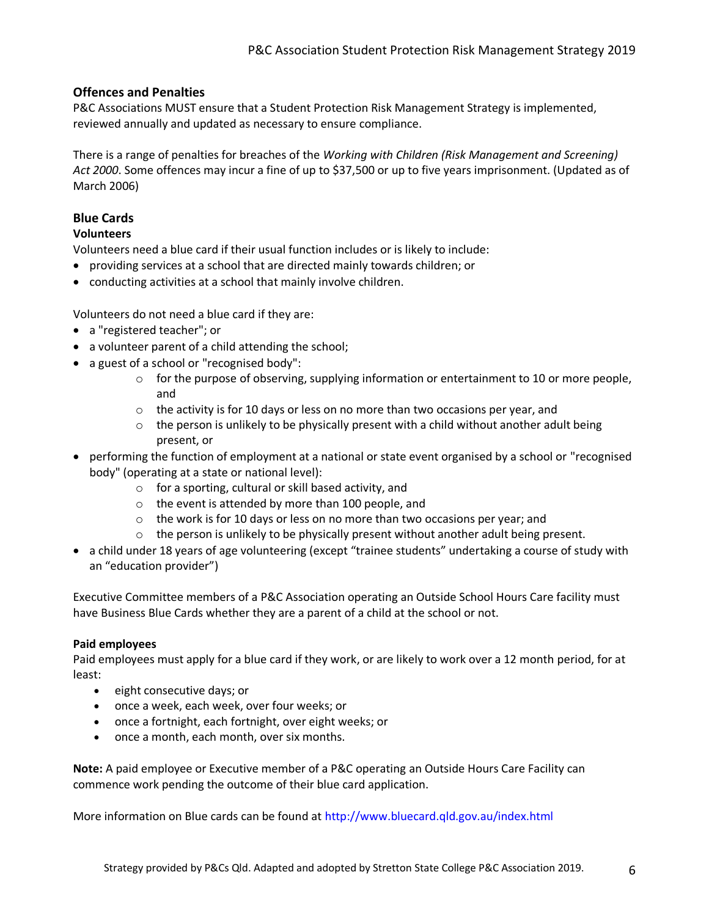## Offences and Penalties

P&C Associations MUST ensure that a Student Protection Risk Management Strategy is implemented, reviewed annually and updated as necessary to ensure compliance.

There is a range of penalties for breaches of the *Working with Children (Risk Management and Screening) Act 2000*. Some offences may incur a fine of up to $37,500 or up to five years imprisonment. (Updated as of March 2006)

## Blue Cards

### Volunteers

Volunteers need a blue card if their usual function includes or is likely to include:

- providing services at a school that are directed mainly towards children; or
- conducting activities at a school that mainly involve children.

Volunteers do not need a blue card if they are:

- a "registered teacher"; or
- a volunteer parent of a child attending the school;
- a guest of a school or "recognised body":
  - for the purpose of observing, supplying information or entertainment to 10 or more people, and
  - the activity is for 10 days or less on no more than two occasions per year, and
  - the person is unlikely to be physically present with a child without another adult being present, or
- performing the function of employment at a national or state event organised by a school or "recognised body" (operating at a state or national level):
  - for a sporting, cultural or skill based activity, and
  - the event is attended by more than 100 people, and
  - the work is for 10 days or less on no more than two occasions per year; and
  - the person is unlikely to be physically present without another adult being present.
- a child under 18 years of age volunteering (except "trainee students" undertaking a course of study with an "education provider")

Executive Committee members of a P&C Association operating an Outside School Hours Care facility must have Business Blue Cards whether they are a parent of a child at the school or not.

### Paid employees

Paid employees must apply for a blue card if they work, or are likely to work over a 12 month period, for at least:

- eight consecutive days; or
- once a week, each week, over four weeks; or
- once a fortnight, each fortnight, over eight weeks; or
- once a month, each month, over six months.

**Note:** A paid employee or Executive member of a P&C operating an Outside Hours Care Facility can commence work pending the outcome of their blue card application.

More information on Blue cards can be found at http://www.bluecard.qld.gov.au/index.html

Strategy provided by P&Cs Qld. Adapted and adopted by Stretton State College P&C Association 2019.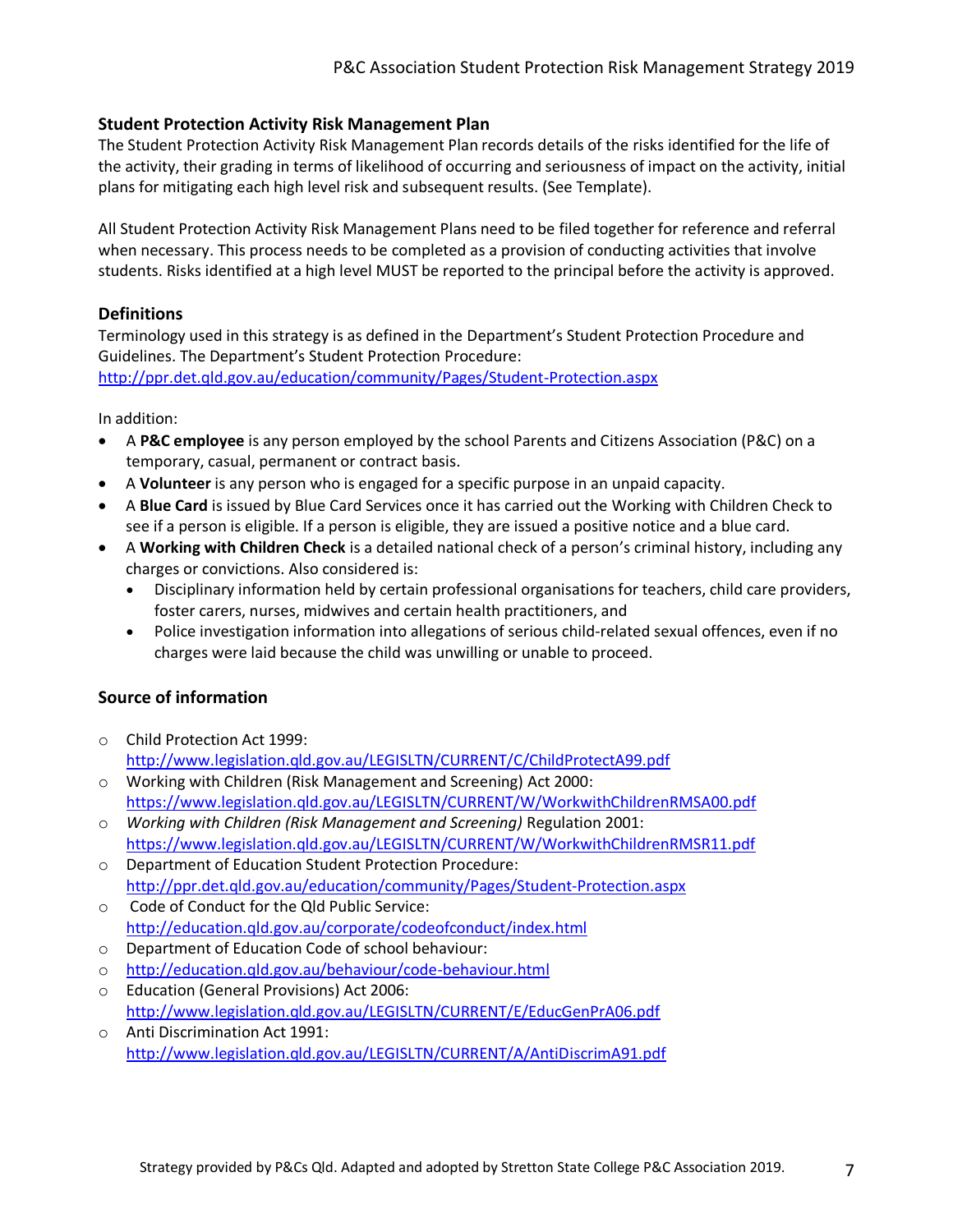### Student Protection Activity Risk Management Plan

The Student Protection Activity Risk Management Plan records details of the risks identified for the life of the activity, their grading in terms of likelihood of occurring and seriousness of impact on the activity, initial plans for mitigating each high level risk and subsequent results. (See Template).

All Student Protection Activity Risk Management Plans need to be filed together for reference and referral when necessary. This process needs to be completed as a provision of conducting activities that involve students. Risks identified at a high level MUST be reported to the principal before the activity is approved.

### Definitions

Terminology used in this strategy is as defined in the Department's Student Protection Procedure and Guidelines. The Department's Student Protection Procedure:
http://ppr.det.qld.gov.au/education/community/Pages/Student-Protection.aspx

In addition:

- A **P&C employee** is any person employed by the school Parents and Citizens Association (P&C) on a temporary, casual, permanent or contract basis.
- A **Volunteer** is any person who is engaged for a specific purpose in an unpaid capacity.
- A **Blue Card** is issued by Blue Card Services once it has carried out the Working with Children Check to see if a person is eligible. If a person is eligible, they are issued a positive notice and a blue card.
- A **Working with Children Check** is a detailed national check of a person's criminal history, including any charges or convictions. Also considered is:
  - Disciplinary information held by certain professional organisations for teachers, child care providers, foster carers, nurses, midwives and certain health practitioners, and
  - Police investigation information into allegations of serious child-related sexual offences, even if no charges were laid because the child was unwilling or unable to proceed.

### Source of information

- Child Protection Act 1999:
  http://www.legislation.qld.gov.au/LEGISLTN/CURRENT/C/ChildProtectA99.pdf
- Working with Children (Risk Management and Screening) Act 2000:
  https://www.legislation.qld.gov.au/LEGISLTN/CURRENT/W/WorkwithChildrenRMSA00.pdf
- *Working with Children (Risk Management and Screening)* Regulation 2001:
  https://www.legislation.qld.gov.au/LEGISLTN/CURRENT/W/WorkwithChildrenRMSR11.pdf
- Department of Education Student Protection Procedure:
  http://ppr.det.qld.gov.au/education/community/Pages/Student-Protection.aspx
- Code of Conduct for the Qld Public Service:
  http://education.qld.gov.au/corporate/codeofconduct/index.html
- Department of Education Code of school behaviour:
- http://education.qld.gov.au/behaviour/code-behaviour.html
- Education (General Provisions) Act 2006:
  http://www.legislation.qld.gov.au/LEGISLTN/CURRENT/E/EducGenPrA06.pdf
- Anti Discrimination Act 1991:
  http://www.legislation.qld.gov.au/LEGISLTN/CURRENT/A/AntiDiscrimA91.pdf

Strategy provided by P&Cs Qld. Adapted and adopted by Stretton State College P&C Association 2019.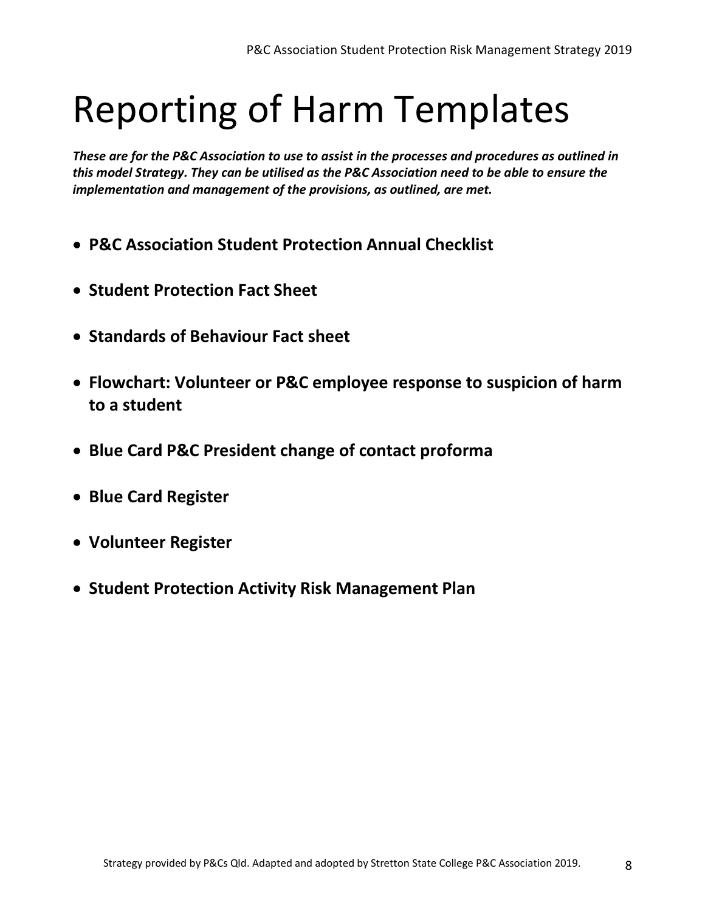# Reporting of Harm Templates

***These are for the P&C Association to use to assist in the processes and procedures as outlined in this model Strategy. They can be utilised as the P&C Association need to be able to ensure the implementation and management of the provisions, as outlined, are met.***

- **P&C Association Student Protection Annual Checklist**
- **Student Protection Fact Sheet**
- **Standards of Behaviour Fact sheet**
- **Flowchart: Volunteer or P&C employee response to suspicion of harm to a student**
- **Blue Card P&C President change of contact proforma**
- **Blue Card Register**
- **Volunteer Register**
- **Student Protection Activity Risk Management Plan**

Strategy provided by P&Cs Qld. Adapted and adopted by Stretton State College P&C Association 2019.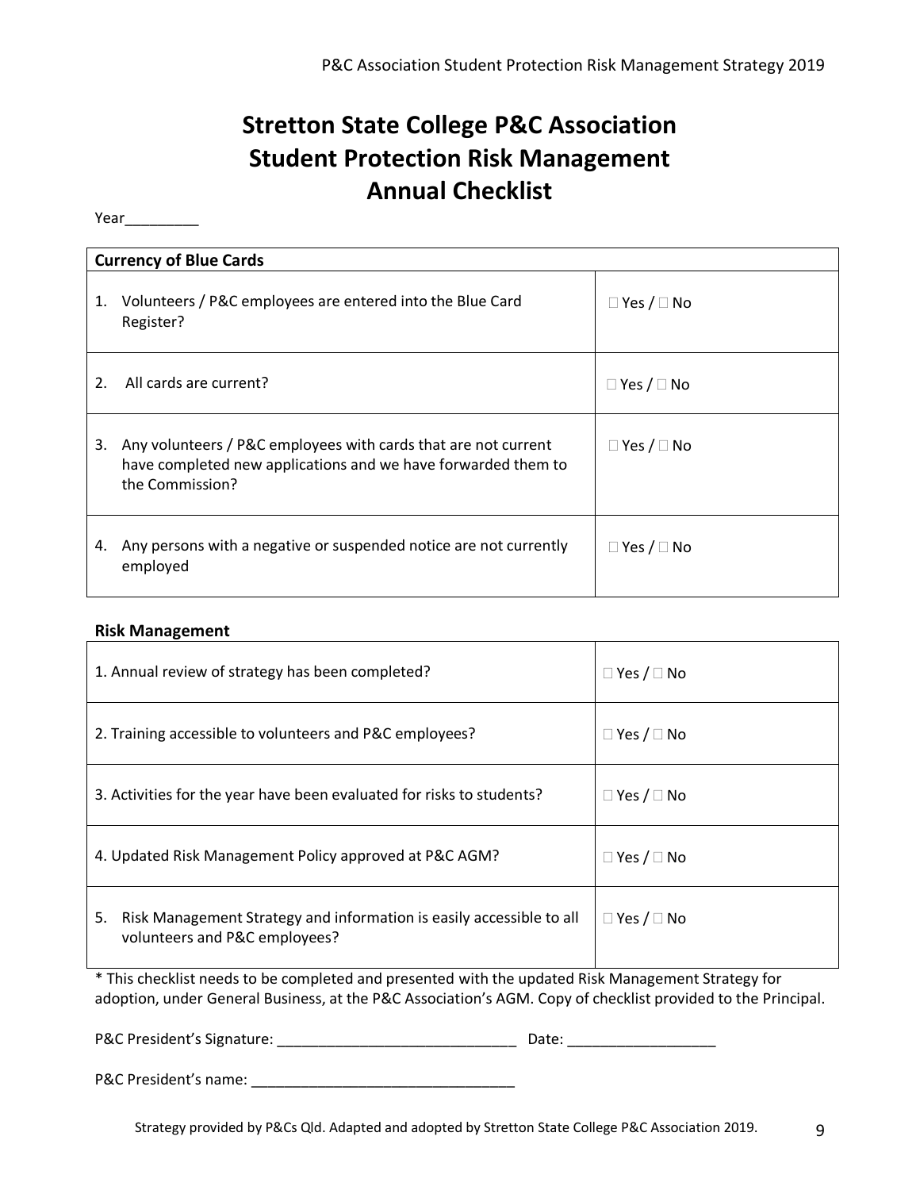# Stretton State College P&C Association Student Protection Risk Management Annual Checklist

Year_________

| Currency of Blue Cards | |
|---|---|
| 1. Volunteers / P&C employees are entered into the Blue Card Register? | ☐ Yes / ☐ No |
| 2. All cards are current? | ☐ Yes / ☐ No |
| 3. Any volunteers / P&C employees with cards that are not current have completed new applications and we have forwarded them to the Commission? | ☐ Yes / ☐ No |
| 4. Any persons with a negative or suspended notice are not currently employed | ☐ Yes / ☐ No |

**Risk Management**

| | |
|---|---|
| 1. Annual review of strategy has been completed? | ☐ Yes / ☐ No |
| 2. Training accessible to volunteers and P&C employees? | ☐ Yes / ☐ No |
| 3. Activities for the year have been evaluated for risks to students? | ☐ Yes / ☐ No |
| 4. Updated Risk Management Policy approved at P&C AGM? | ☐ Yes / ☐ No |
| 5. Risk Management Strategy and information is easily accessible to all volunteers and P&C employees? | ☐ Yes / ☐ No |

* This checklist needs to be completed and presented with the updated Risk Management Strategy for adoption, under General Business, at the P&C Association's AGM. Copy of checklist provided to the Principal.

P&C President's Signature: _____________________________ Date: __________________

P&C President's name: ________________________________

Strategy provided by P&Cs Qld. Adapted and adopted by Stretton State College P&C Association 2019.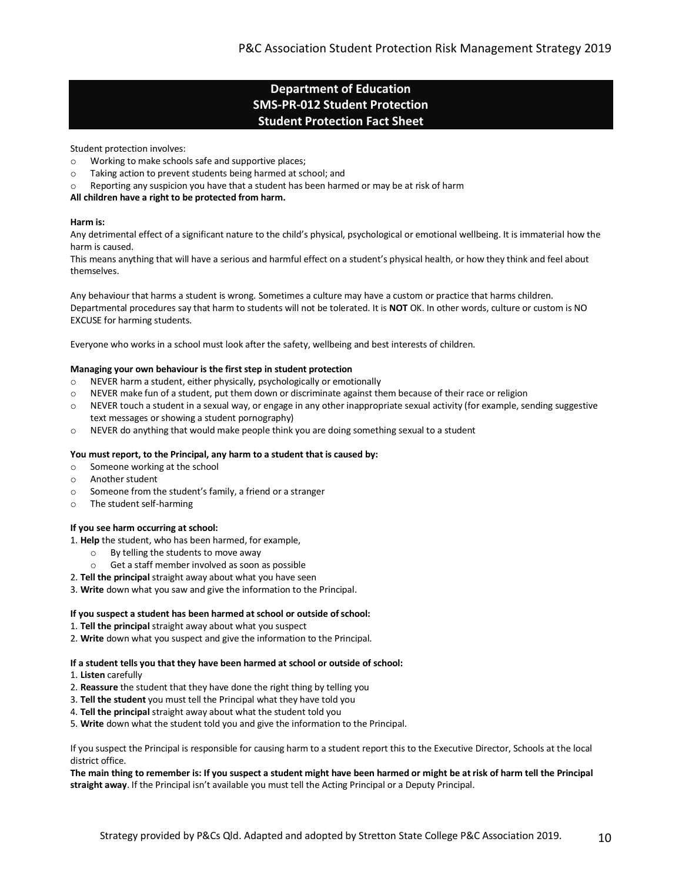## Department of Education
## SMS-PR-012 Student Protection
## Student Protection Fact Sheet

Student protection involves:

- Working to make schools safe and supportive places;
- Taking action to prevent students being harmed at school; and
- Reporting any suspicion you have that a student has been harmed or may be at risk of harm

**All children have a right to be protected from harm.**

**Harm is:**

Any detrimental effect of a significant nature to the child's physical, psychological or emotional wellbeing. It is immaterial how the harm is caused.

This means anything that will have a serious and harmful effect on a student's physical health, or how they think and feel about themselves.

Any behaviour that harms a student is wrong. Sometimes a culture may have a custom or practice that harms children. Departmental procedures say that harm to students will not be tolerated. It is **NOT** OK. In other words, culture or custom is NO EXCUSE for harming students.

Everyone who works in a school must look after the safety, wellbeing and best interests of children.

**Managing your own behaviour is the first step in student protection**

- NEVER harm a student, either physically, psychologically or emotionally
- NEVER make fun of a student, put them down or discriminate against them because of their race or religion
- NEVER touch a student in a sexual way, or engage in any other inappropriate sexual activity (for example, sending suggestive text messages or showing a student pornography)
- NEVER do anything that would make people think you are doing something sexual to a student

**You must report, to the Principal, any harm to a student that is caused by:**

- Someone working at the school
- Another student
- Someone from the student's family, a friend or a stranger
- The student self-harming

**If you see harm occurring at school:**

1. **Help** the student, who has been harmed, for example,
   - By telling the students to move away
   - Get a staff member involved as soon as possible
2. **Tell the principal** straight away about what you have seen
3. **Write** down what you saw and give the information to the Principal.

**If you suspect a student has been harmed at school or outside of school:**

1. **Tell the principal** straight away about what you suspect
2. **Write** down what you suspect and give the information to the Principal.

**If a student tells you that they have been harmed at school or outside of school:**

1. **Listen** carefully
2. **Reassure** the student that they have done the right thing by telling you
3. **Tell the student** you must tell the Principal what they have told you
4. **Tell the principal** straight away about what the student told you
5. **Write** down what the student told you and give the information to the Principal.

If you suspect the Principal is responsible for causing harm to a student report this to the Executive Director, Schools at the local district office.

**The main thing to remember is: If you suspect a student might have been harmed or might be at risk of harm tell the Principal straight away**. If the Principal isn't available you must tell the Acting Principal or a Deputy Principal.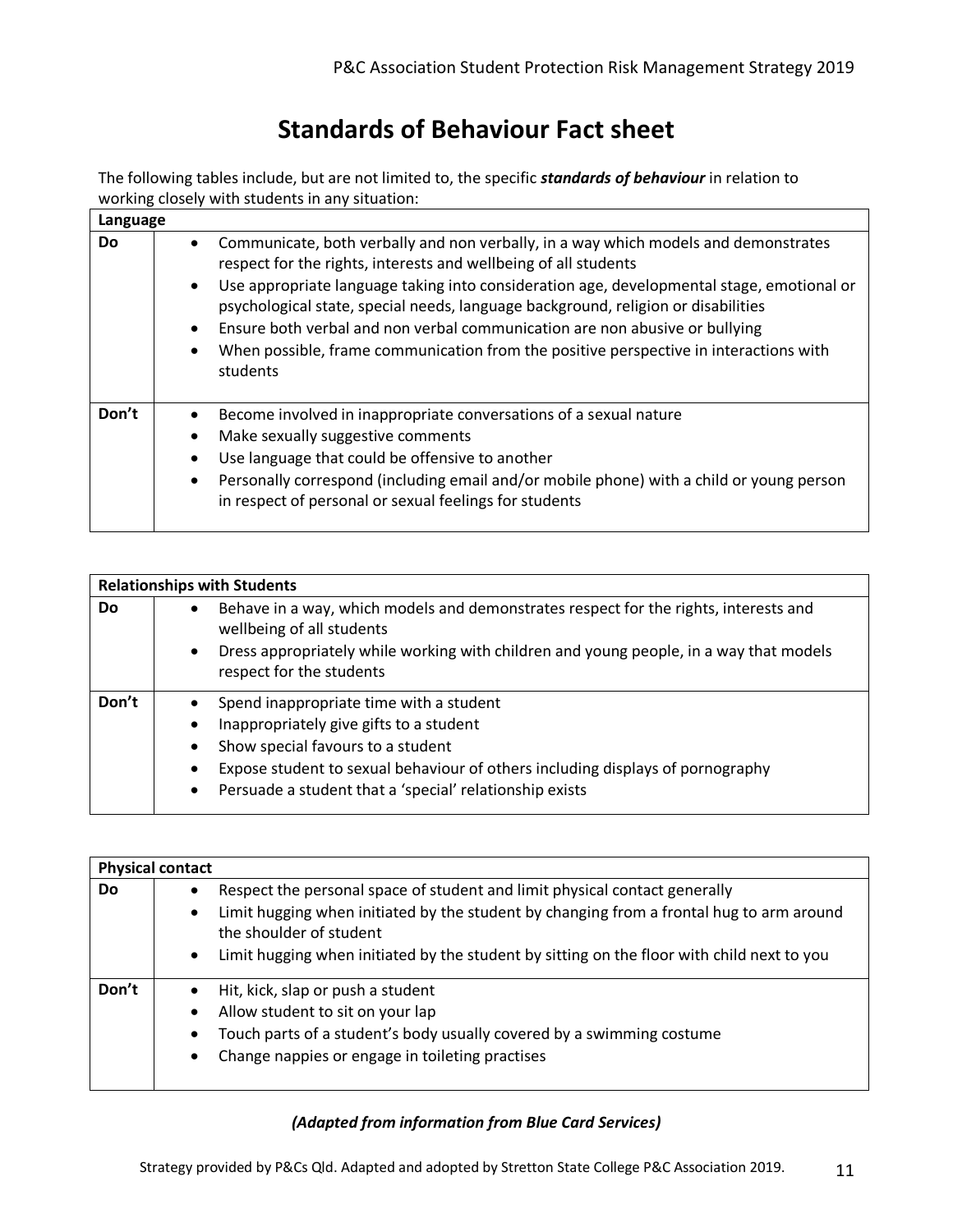# Standards of Behaviour Fact sheet

The following tables include, but are not limited to, the specific ***standards of behaviour*** in relation to working closely with students in any situation:

| **Language** | |
|---|---|
| **Do** | • Communicate, both verbally and non verbally, in a way which models and demonstrates respect for the rights, interests and wellbeing of all students<br>• Use appropriate language taking into consideration age, developmental stage, emotional or psychological state, special needs, language background, religion or disabilities<br>• Ensure both verbal and non verbal communication are non abusive or bullying<br>• When possible, frame communication from the positive perspective in interactions with students |
| **Don't** | • Become involved in inappropriate conversations of a sexual nature<br>• Make sexually suggestive comments<br>• Use language that could be offensive to another<br>• Personally correspond (including email and/or mobile phone) with a child or young person in respect of personal or sexual feelings for students |

| **Relationships with Students** | |
|---|---|
| **Do** | • Behave in a way, which models and demonstrates respect for the rights, interests and wellbeing of all students<br>• Dress appropriately while working with children and young people, in a way that models respect for the students |
| **Don't** | • Spend inappropriate time with a student<br>• Inappropriately give gifts to a student<br>• Show special favours to a student<br>• Expose student to sexual behaviour of others including displays of pornography<br>• Persuade a student that a 'special' relationship exists |

| **Physical contact** | |
|---|---|
| **Do** | • Respect the personal space of student and limit physical contact generally<br>• Limit hugging when initiated by the student by changing from a frontal hug to arm around the shoulder of student<br>• Limit hugging when initiated by the student by sitting on the floor with child next to you |
| **Don't** | • Hit, kick, slap or push a student<br>• Allow student to sit on your lap<br>• Touch parts of a student's body usually covered by a swimming costume<br>• Change nappies or engage in toileting practises |

***(Adapted from information from Blue Card Services)***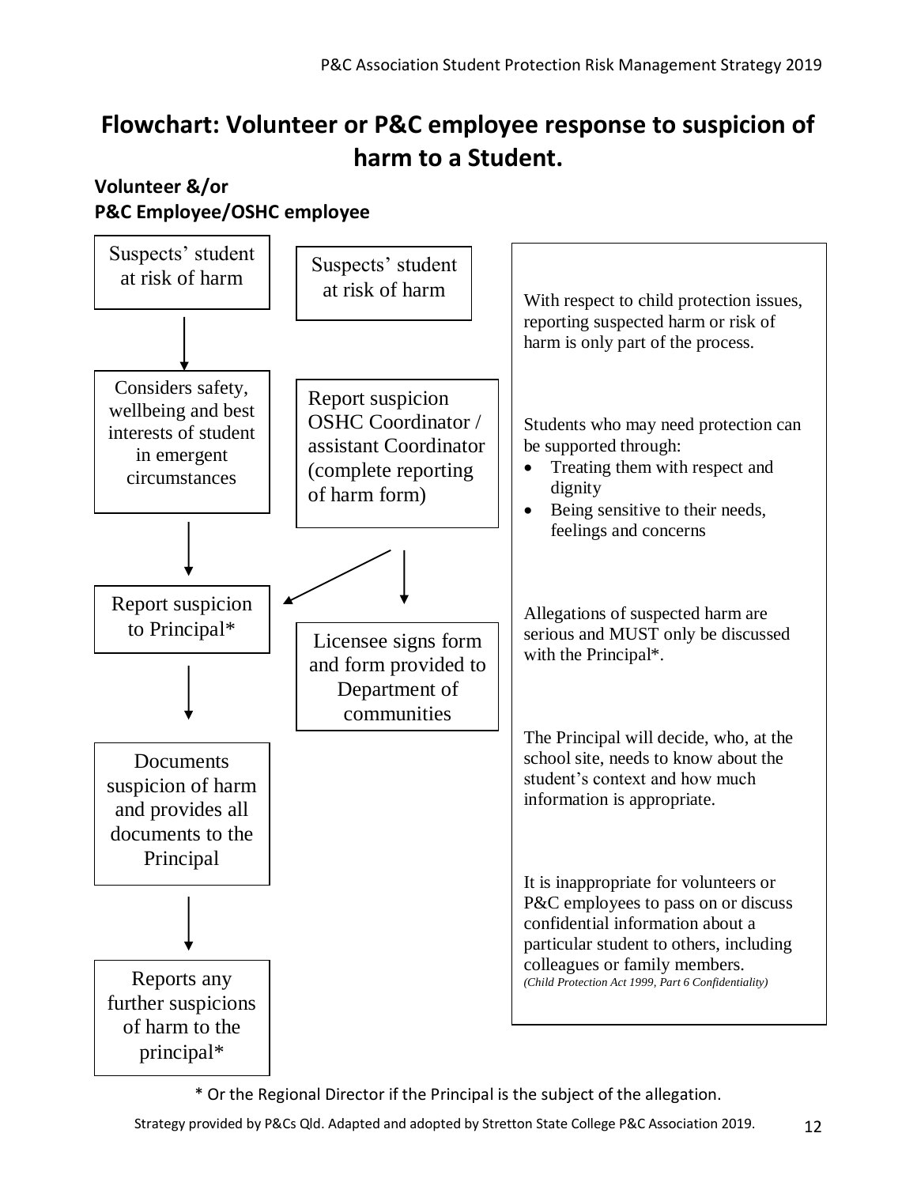# Flowchart: Volunteer or P&C employee response to suspicion of harm to a Student.

**Volunteer &/or**
**P&C Employee/OSHC employee**

Suspects' student at risk of harm

↓

Considers safety, wellbeing and best interests of student in emergent circumstances

↓

Report suspicion to Principal*

↓

Documents suspicion of harm and provides all documents to the Principal

↓

Reports any further suspicions of harm to the principal*

Suspects' student at risk of harm

Report suspicion OSHC Coordinator / assistant Coordinator (complete reporting of harm form)

↙ Report suspicion to Principal*

↓ Licensee signs form and form provided to Department of communities

With respect to child protection issues, reporting suspected harm or risk of harm is only part of the process.

Students who may need protection can be supported through:

- Treating them with respect and dignity
- Being sensitive to their needs, feelings and concerns

Allegations of suspected harm are serious and MUST only be discussed with the Principal*.

The Principal will decide, who, at the school site, needs to know about the student's context and how much information is appropriate.

It is inappropriate for volunteers or P&C employees to pass on or discuss confidential information about a particular student to others, including colleagues or family members.
*(Child Protection Act 1999, Part 6 Confidentiality)*

\* Or the Regional Director if the Principal is the subject of the allegation.

Strategy provided by P&Cs Qld. Adapted and adopted by Stretton State College P&C Association 2019.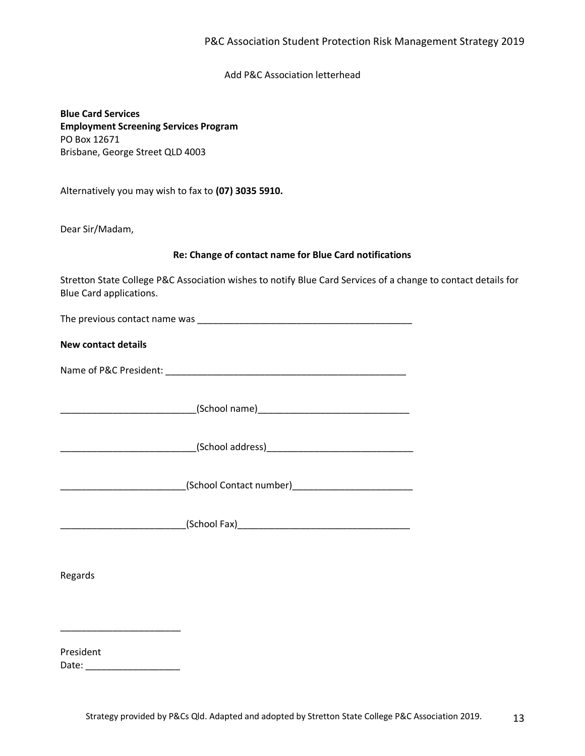Add P&C Association letterhead

**Blue Card Services**
**Employment Screening Services Program**
PO Box 12671
Brisbane, George Street QLD 4003

Alternatively you may wish to fax to **(07) 3035 5910.**

Dear Sir/Madam,

**Re: Change of contact name for Blue Card notifications**

Stretton State College P&C Association wishes to notify Blue Card Services of a change to contact details for Blue Card applications.

The previous contact name was ________________________________________

**New contact details**

Name of P&C President: _____________________________________________

_________________________(School name)____________________________

_________________________(School address)___________________________

_______________________(School Contact number)______________________

_______________________(School Fax)________________________________

Regards

______________________

President
Date: _________________

Strategy provided by P&Cs Qld. Adapted and adopted by Stretton State College P&C Association 2019.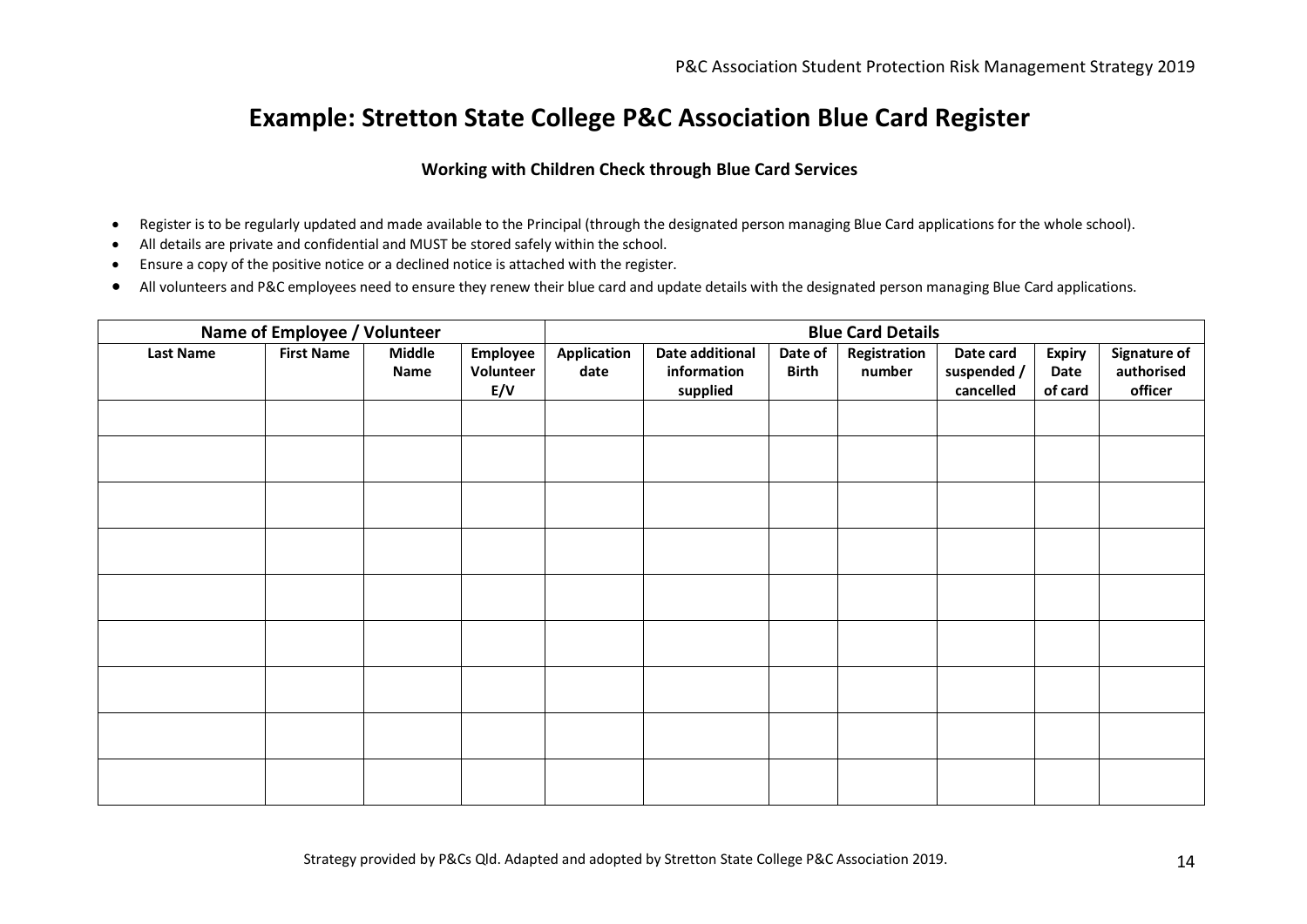# Example: Stretton State College P&C Association Blue Card Register

**Working with Children Check through Blue Card Services**

- Register is to be regularly updated and made available to the Principal (through the designated person managing Blue Card applications for the whole school).
- All details are private and confidential and MUST be stored safely within the school.
- Ensure a copy of the positive notice or a declined notice is attached with the register.
- All volunteers and P&C employees need to ensure they renew their blue card and update details with the designated person managing Blue Card applications.

| Name of Employee / Volunteer | | | | Blue Card Details | | | | | | |
|---|---|---|---|---|---|---|---|---|---|---|
| **Last Name** | **First Name** | **Middle Name** | **Employee Volunteer E/V** | **Application date** | **Date additional information supplied** | **Date of Birth** | **Registration number** | **Date card suspended / cancelled** | **Expiry Date of card** | **Signature of authorised officer** |
| | | | | | | | | | | |
| | | | | | | | | | | |
| | | | | | | | | | | |
| | | | | | | | | | | |
| | | | | | | | | | | |
| | | | | | | | | | | |
| | | | | | | | | | | |
| | | | | | | | | | | |
| | | | | | | | | | | |

Strategy provided by P&Cs Qld. Adapted and adopted by Stretton State College P&C Association 2019.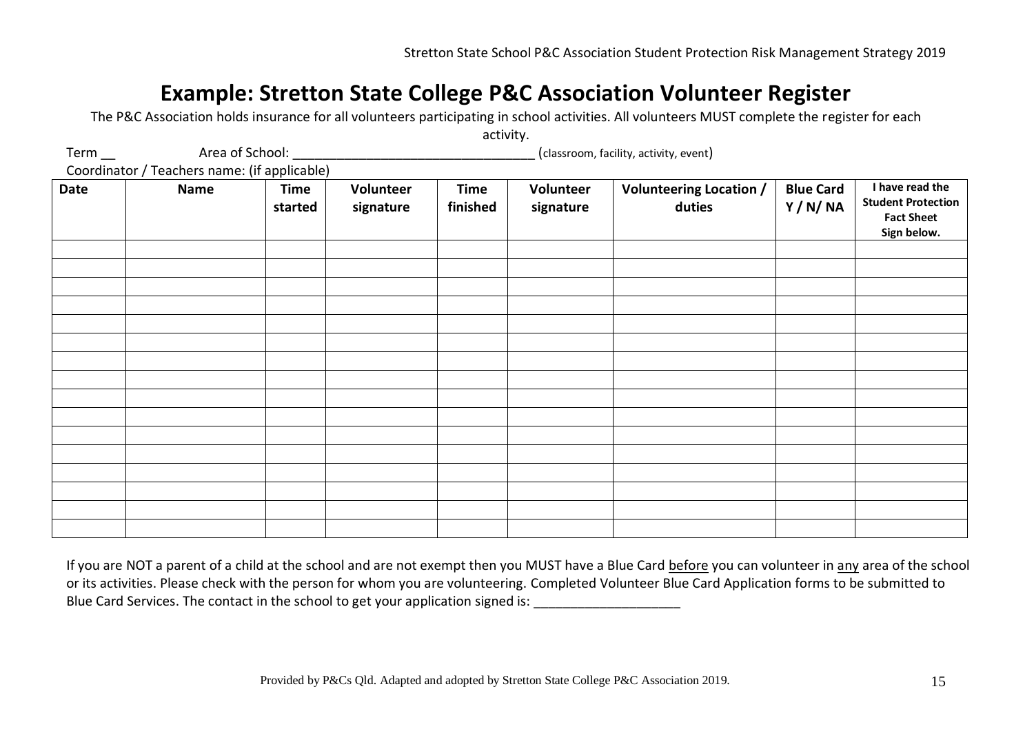# Example: Stretton State College P&C Association Volunteer Register

The P&C Association holds insurance for all volunteers participating in school activities. All volunteers MUST complete the register for each activity.

Term __ Area of School: ________________________________ (classroom, facility, activity, event)

Coordinator / Teachers name: (if applicable)

| Date | Name | Time started | Volunteer signature | Time finished | Volunteer signature | Volunteering Location / duties | Blue Card Y / N/ NA | I have read the Student Protection Fact Sheet Sign below. |
|---|---|---|---|---|---|---|---|---|
| | | | | | | | | |
| | | | | | | | | |
| | | | | | | | | |
| | | | | | | | | |
| | | | | | | | | |
| | | | | | | | | |
| | | | | | | | | |
| | | | | | | | | |
| | | | | | | | | |
| | | | | | | | | |
| | | | | | | | | |
| | | | | | | | | |
| | | | | | | | | |
| | | | | | | | | |
| | | | | | | | | |
| | | | | | | | | |

If you are NOT a parent of a child at the school and are not exempt then you MUST have a Blue Card <u>before</u> you can volunteer in <u>any</u> area of the school or its activities. Please check with the person for whom you are volunteering. Completed Volunteer Blue Card Application forms to be submitted to Blue Card Services. The contact in the school to get your application signed is: ____________________

Provided by P&Cs Qld. Adapted and adopted by Stretton State College P&C Association 2019.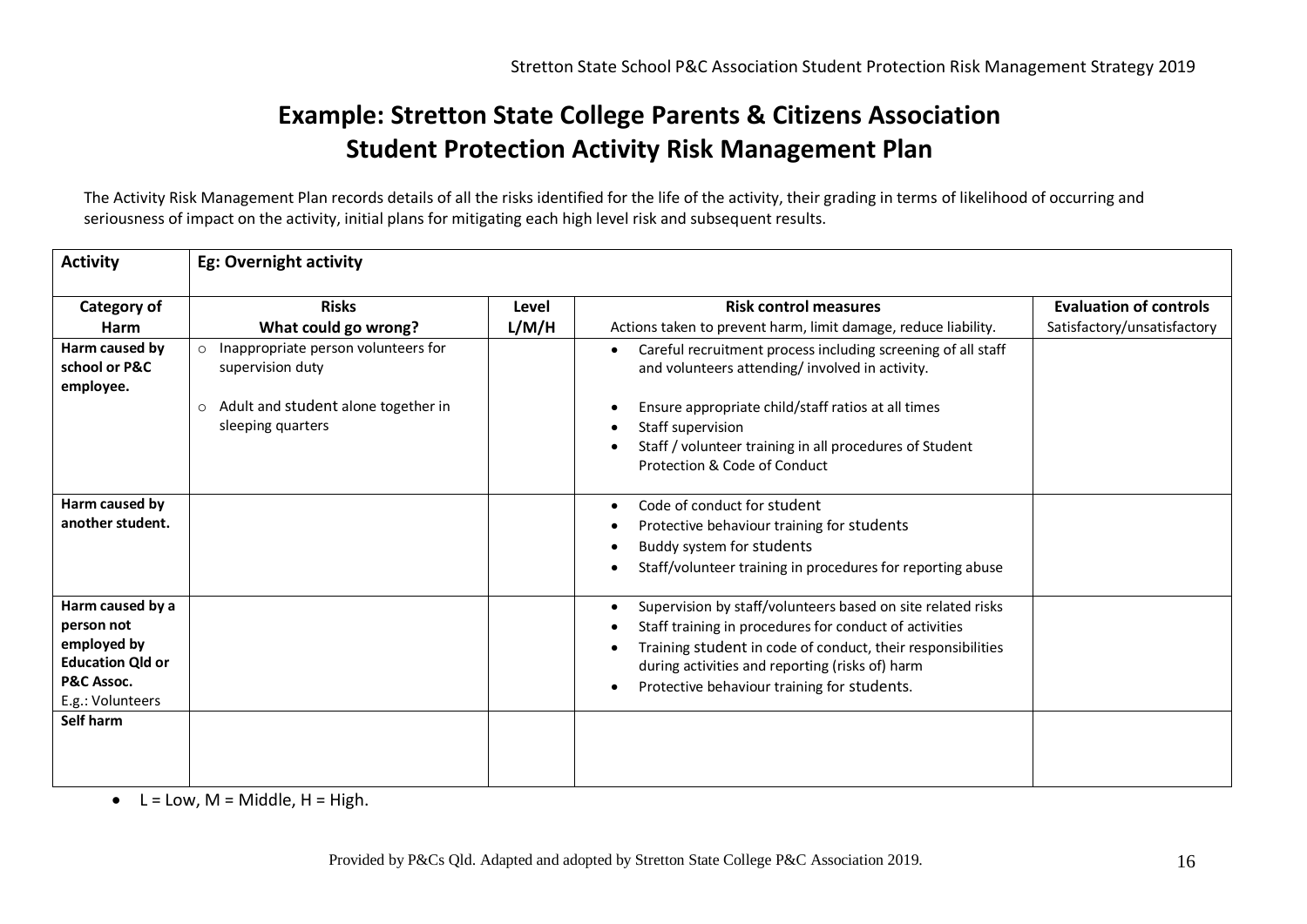# Example: Stretton State College Parents & Citizens Association Student Protection Activity Risk Management Plan

The Activity Risk Management Plan records details of all the risks identified for the life of the activity, their grading in terms of likelihood of occurring and seriousness of impact on the activity, initial plans for mitigating each high level risk and subsequent results.

| **Activity** | **Eg: Overnight activity** | | | |
|---|---|---|---|---|
| **Category of Harm** | **Risks**<br>**What could go wrong?** | **Level**<br>**L/M/H** | **Risk control measures**<br>Actions taken to prevent harm, limit damage, reduce liability. | **Evaluation of controls**<br>Satisfactory/unsatisfactory |
| **Harm caused by school or P&C employee.** | ○ Inappropriate person volunteers for supervision duty<br>○ Adult and student alone together in sleeping quarters | | • Careful recruitment process including screening of all staff and volunteers attending/ involved in activity.<br>• Ensure appropriate child/staff ratios at all times<br>• Staff supervision<br>• Staff / volunteer training in all procedures of Student Protection & Code of Conduct | |
| **Harm caused by another student.** | | | • Code of conduct for student<br>• Protective behaviour training for students<br>• Buddy system for students<br>• Staff/volunteer training in procedures for reporting abuse | |
| **Harm caused by a person not employed by Education Qld or P&C Assoc.**<br>E.g.: Volunteers | | | • Supervision by staff/volunteers based on site related risks<br>• Staff training in procedures for conduct of activities<br>• Training student in code of conduct, their responsibilities during activities and reporting (risks of) harm<br>• Protective behaviour training for students. | |
| **Self harm** | | | | |

- L = Low, M = Middle, H = High.

Provided by P&Cs Qld. Adapted and adopted by Stretton State College P&C Association 2019.